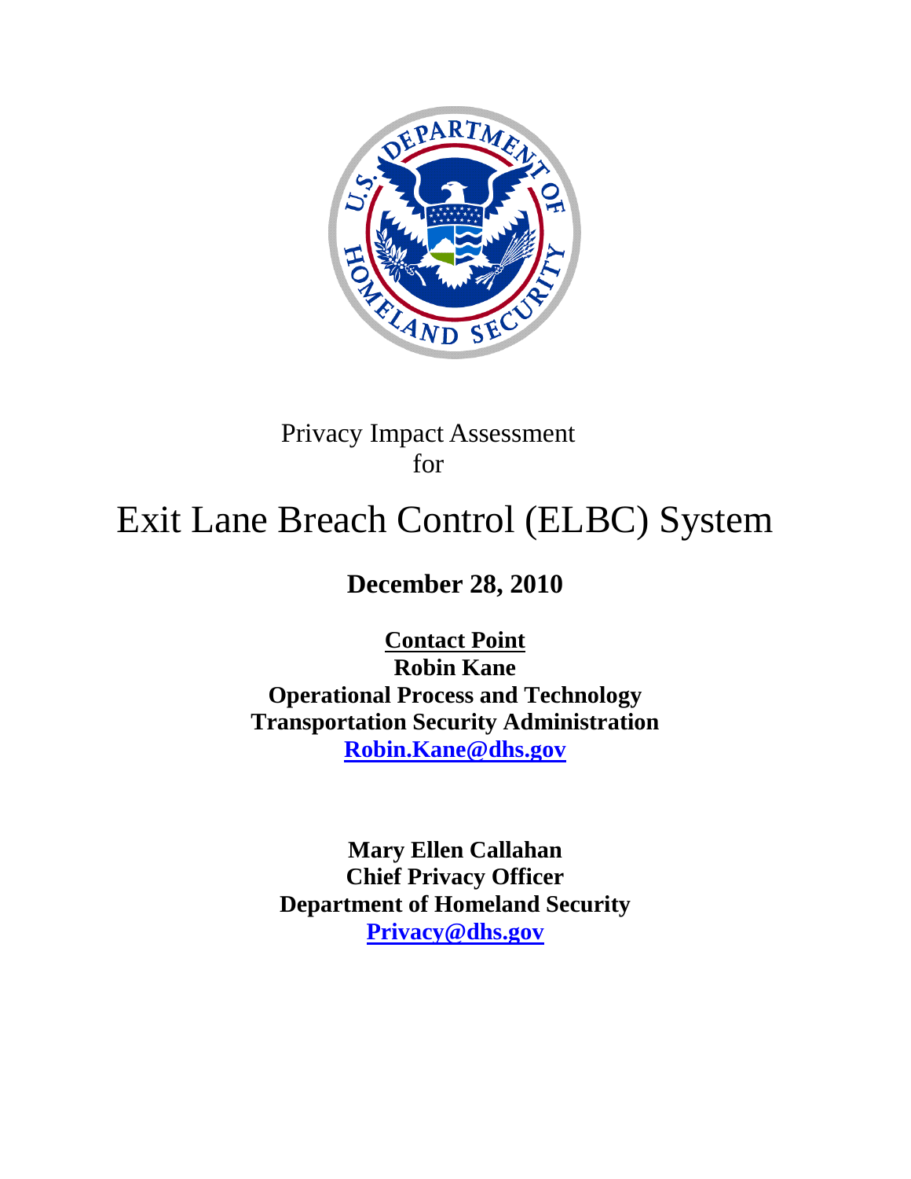Privacy Impact Assessment
for

# Exit Lane Breach Control (ELBC) System

**December 28, 2010**

**Contact Point**
**Robin Kane**
**Operational Process and Technology**
**Transportation Security Administration**
**Robin.Kane@dhs.gov**

**Mary Ellen Callahan**
**Chief Privacy Officer**
**Department of Homeland Security**
**Privacy@dhs.gov**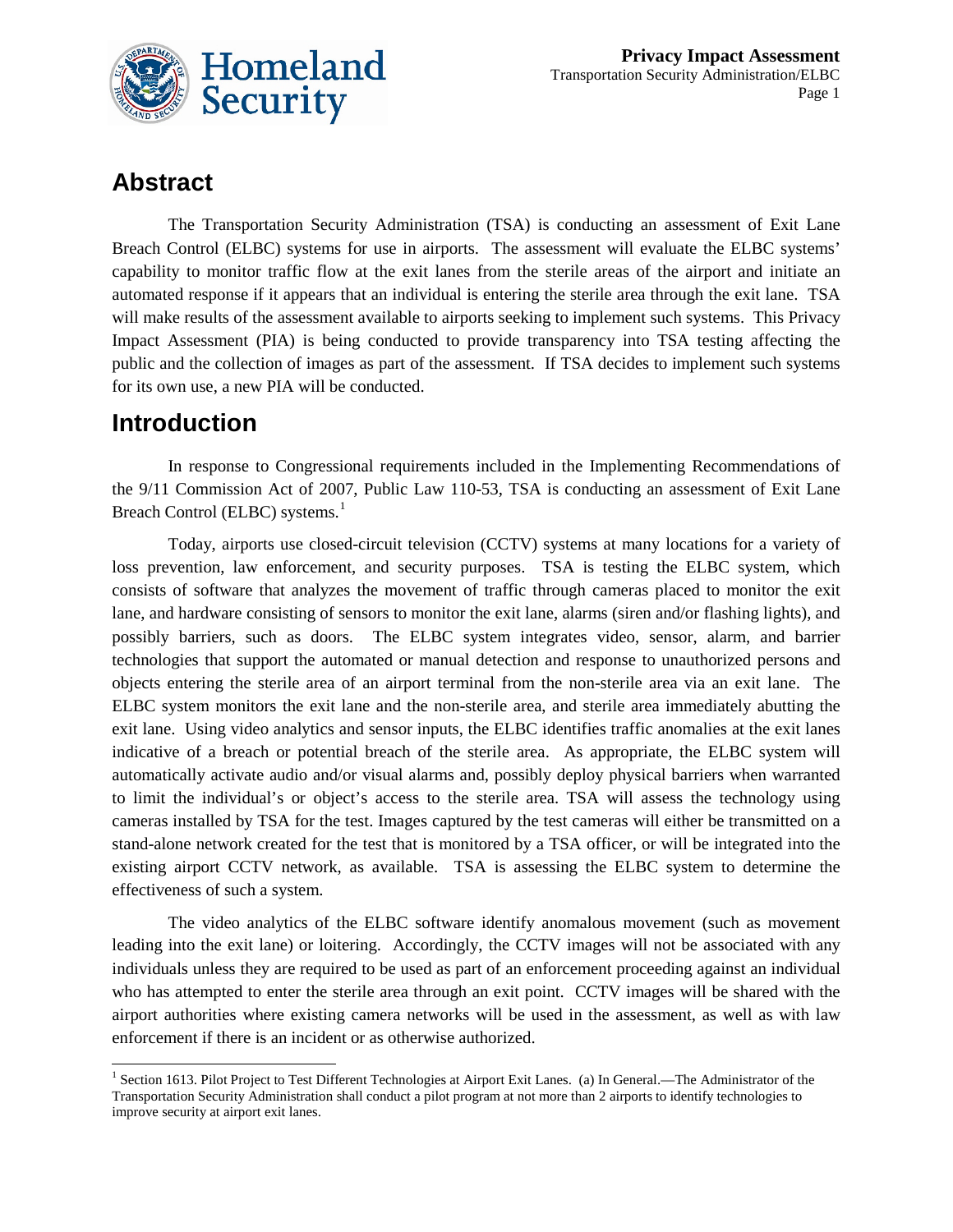## Abstract

The Transportation Security Administration (TSA) is conducting an assessment of Exit Lane Breach Control (ELBC) systems for use in airports. The assessment will evaluate the ELBC systems' capability to monitor traffic flow at the exit lanes from the sterile areas of the airport and initiate an automated response if it appears that an individual is entering the sterile area through the exit lane. TSA will make results of the assessment available to airports seeking to implement such systems. This Privacy Impact Assessment (PIA) is being conducted to provide transparency into TSA testing affecting the public and the collection of images as part of the assessment. If TSA decides to implement such systems for its own use, a new PIA will be conducted.

## Introduction

In response to Congressional requirements included in the Implementing Recommendations of the 9/11 Commission Act of 2007, Public Law 110-53, TSA is conducting an assessment of Exit Lane Breach Control (ELBC) systems.[1]

Today, airports use closed-circuit television (CCTV) systems at many locations for a variety of loss prevention, law enforcement, and security purposes. TSA is testing the ELBC system, which consists of software that analyzes the movement of traffic through cameras placed to monitor the exit lane, and hardware consisting of sensors to monitor the exit lane, alarms (siren and/or flashing lights), and possibly barriers, such as doors. The ELBC system integrates video, sensor, alarm, and barrier technologies that support the automated or manual detection and response to unauthorized persons and objects entering the sterile area of an airport terminal from the non-sterile area via an exit lane. The ELBC system monitors the exit lane and the non-sterile area, and sterile area immediately abutting the exit lane. Using video analytics and sensor inputs, the ELBC identifies traffic anomalies at the exit lanes indicative of a breach or potential breach of the sterile area. As appropriate, the ELBC system will automatically activate audio and/or visual alarms and, possibly deploy physical barriers when warranted to limit the individual's or object's access to the sterile area. TSA will assess the technology using cameras installed by TSA for the test. Images captured by the test cameras will either be transmitted on a stand-alone network created for the test that is monitored by a TSA officer, or will be integrated into the existing airport CCTV network, as available. TSA is assessing the ELBC system to determine the effectiveness of such a system.

The video analytics of the ELBC software identify anomalous movement (such as movement leading into the exit lane) or loitering. Accordingly, the CCTV images will not be associated with any individuals unless they are required to be used as part of an enforcement proceeding against an individual who has attempted to enter the sterile area through an exit point. CCTV images will be shared with the airport authorities where existing camera networks will be used in the assessment, as well as with law enforcement if there is an incident or as otherwise authorized.

---

[1] Section 1613. Pilot Project to Test Different Technologies at Airport Exit Lanes. (a) In General.—The Administrator of the Transportation Security Administration shall conduct a pilot program at not more than 2 airports to identify technologies to improve security at airport exit lanes.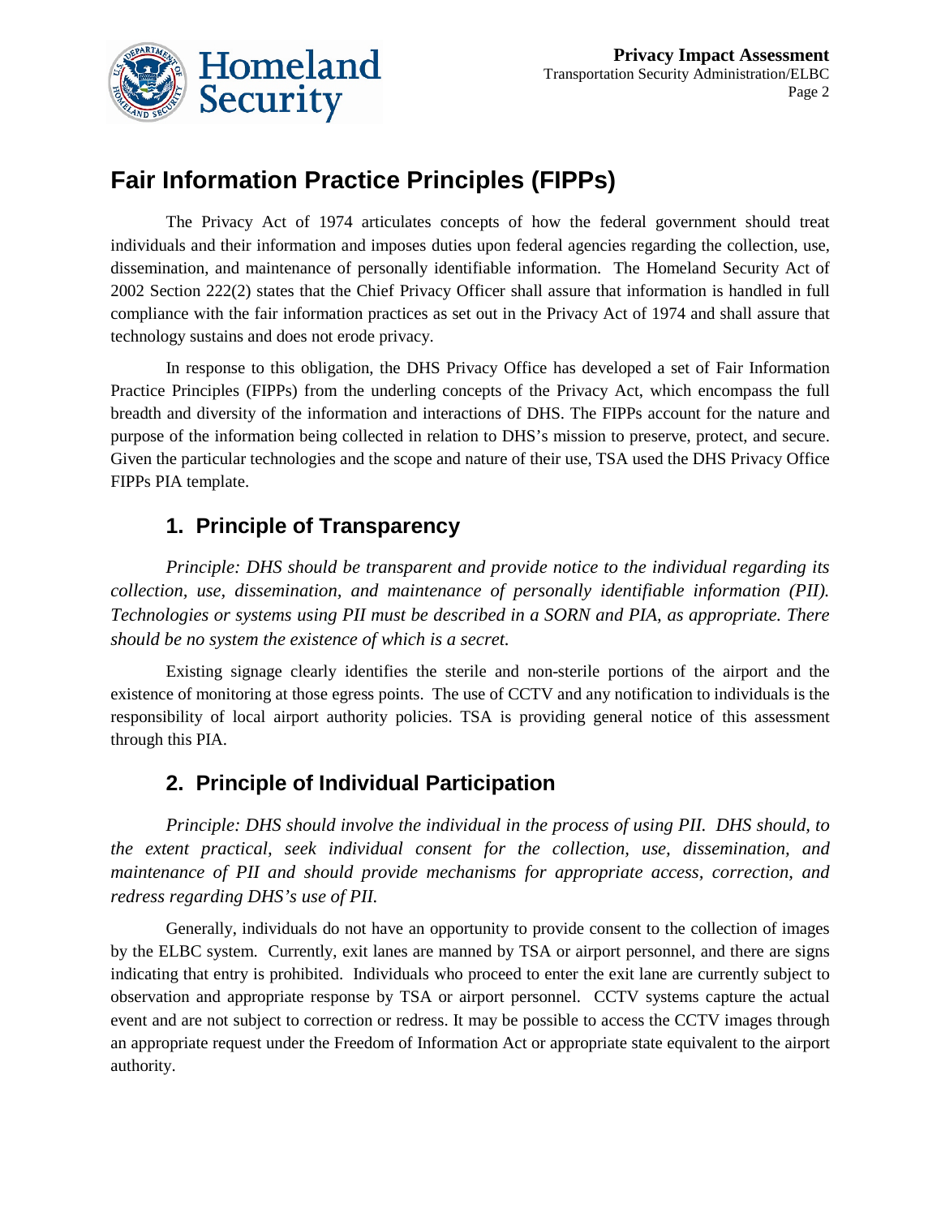# Fair Information Practice Principles (FIPPs)

The Privacy Act of 1974 articulates concepts of how the federal government should treat individuals and their information and imposes duties upon federal agencies regarding the collection, use, dissemination, and maintenance of personally identifiable information. The Homeland Security Act of 2002 Section 222(2) states that the Chief Privacy Officer shall assure that information is handled in full compliance with the fair information practices as set out in the Privacy Act of 1974 and shall assure that technology sustains and does not erode privacy.

In response to this obligation, the DHS Privacy Office has developed a set of Fair Information Practice Principles (FIPPs) from the underling concepts of the Privacy Act, which encompass the full breadth and diversity of the information and interactions of DHS. The FIPPs account for the nature and purpose of the information being collected in relation to DHS's mission to preserve, protect, and secure. Given the particular technologies and the scope and nature of their use, TSA used the DHS Privacy Office FIPPs PIA template.

## 1. Principle of Transparency

*Principle: DHS should be transparent and provide notice to the individual regarding its collection, use, dissemination, and maintenance of personally identifiable information (PII). Technologies or systems using PII must be described in a SORN and PIA, as appropriate. There should be no system the existence of which is a secret.*

Existing signage clearly identifies the sterile and non-sterile portions of the airport and the existence of monitoring at those egress points. The use of CCTV and any notification to individuals is the responsibility of local airport authority policies. TSA is providing general notice of this assessment through this PIA.

## 2. Principle of Individual Participation

*Principle: DHS should involve the individual in the process of using PII. DHS should, to the extent practical, seek individual consent for the collection, use, dissemination, and maintenance of PII and should provide mechanisms for appropriate access, correction, and redress regarding DHS's use of PII.*

Generally, individuals do not have an opportunity to provide consent to the collection of images by the ELBC system. Currently, exit lanes are manned by TSA or airport personnel, and there are signs indicating that entry is prohibited. Individuals who proceed to enter the exit lane are currently subject to observation and appropriate response by TSA or airport personnel. CCTV systems capture the actual event and are not subject to correction or redress. It may be possible to access the CCTV images through an appropriate request under the Freedom of Information Act or appropriate state equivalent to the airport authority.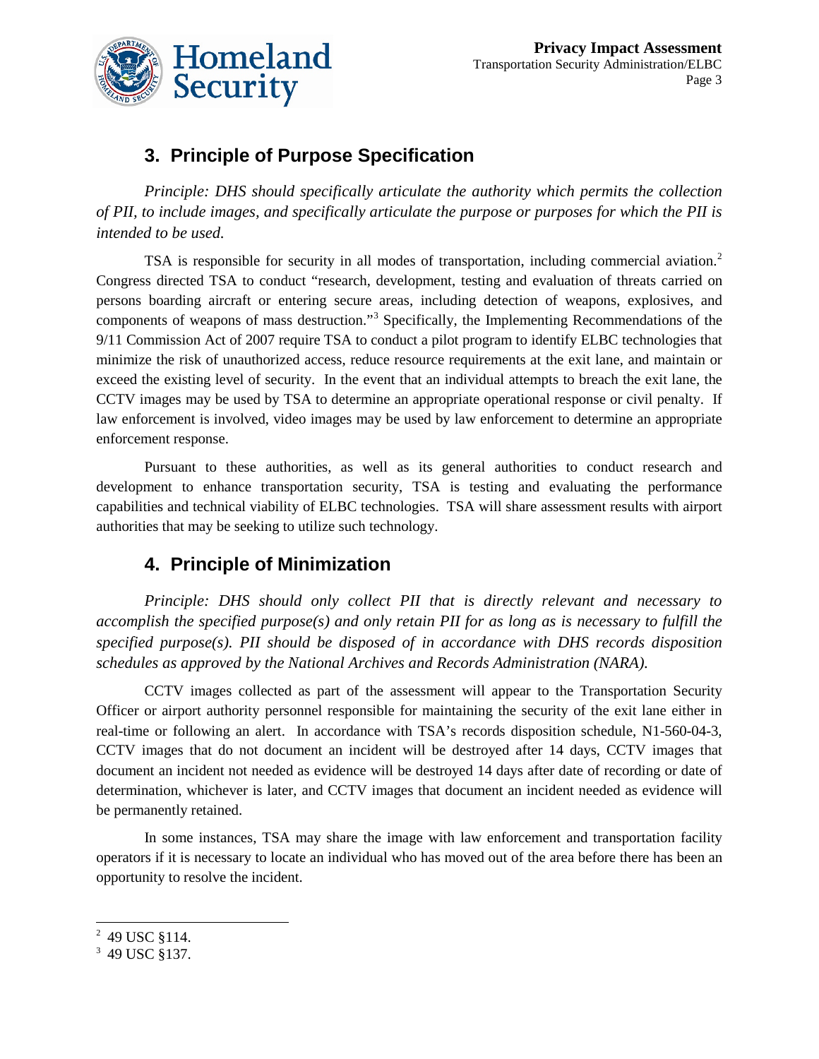## 3. Principle of Purpose Specification

*Principle: DHS should specifically articulate the authority which permits the collection of PII, to include images, and specifically articulate the purpose or purposes for which the PII is intended to be used.*

TSA is responsible for security in all modes of transportation, including commercial aviation.[2] Congress directed TSA to conduct "research, development, testing and evaluation of threats carried on persons boarding aircraft or entering secure areas, including detection of weapons, explosives, and components of weapons of mass destruction."[3] Specifically, the Implementing Recommendations of the 9/11 Commission Act of 2007 require TSA to conduct a pilot program to identify ELBC technologies that minimize the risk of unauthorized access, reduce resource requirements at the exit lane, and maintain or exceed the existing level of security. In the event that an individual attempts to breach the exit lane, the CCTV images may be used by TSA to determine an appropriate operational response or civil penalty. If law enforcement is involved, video images may be used by law enforcement to determine an appropriate enforcement response.

Pursuant to these authorities, as well as its general authorities to conduct research and development to enhance transportation security, TSA is testing and evaluating the performance capabilities and technical viability of ELBC technologies. TSA will share assessment results with airport authorities that may be seeking to utilize such technology.

## 4. Principle of Minimization

*Principle: DHS should only collect PII that is directly relevant and necessary to accomplish the specified purpose(s) and only retain PII for as long as is necessary to fulfill the specified purpose(s). PII should be disposed of in accordance with DHS records disposition schedules as approved by the National Archives and Records Administration (NARA).*

CCTV images collected as part of the assessment will appear to the Transportation Security Officer or airport authority personnel responsible for maintaining the security of the exit lane either in real-time or following an alert. In accordance with TSA's records disposition schedule, N1-560-04-3, CCTV images that do not document an incident will be destroyed after 14 days, CCTV images that document an incident not needed as evidence will be destroyed 14 days after date of recording or date of determination, whichever is later, and CCTV images that document an incident needed as evidence will be permanently retained.

In some instances, TSA may share the image with law enforcement and transportation facility operators if it is necessary to locate an individual who has moved out of the area before there has been an opportunity to resolve the incident.

---

[2] 49 USC §114.

[3] 49 USC §137.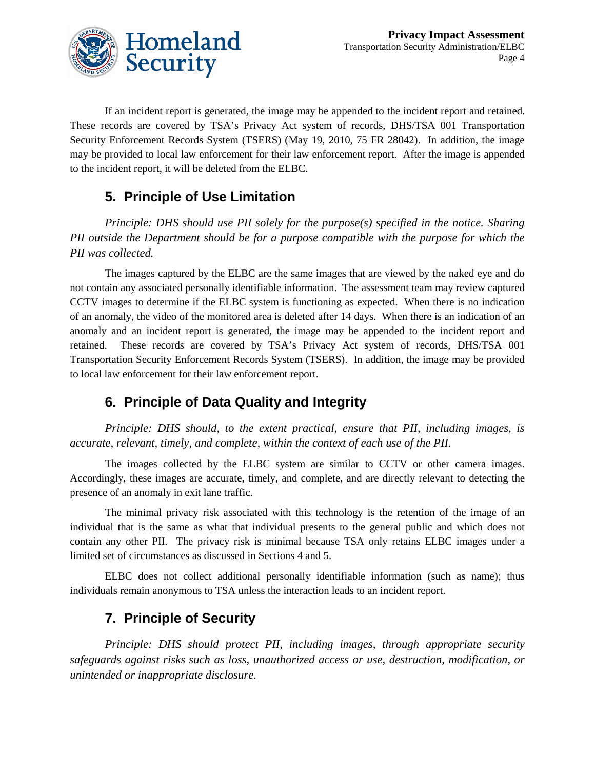If an incident report is generated, the image may be appended to the incident report and retained. These records are covered by TSA's Privacy Act system of records, DHS/TSA 001 Transportation Security Enforcement Records System (TSERS) (May 19, 2010, 75 FR 28042). In addition, the image may be provided to local law enforcement for their law enforcement report. After the image is appended to the incident report, it will be deleted from the ELBC.

## 5. Principle of Use Limitation

*Principle: DHS should use PII solely for the purpose(s) specified in the notice. Sharing PII outside the Department should be for a purpose compatible with the purpose for which the PII was collected.*

The images captured by the ELBC are the same images that are viewed by the naked eye and do not contain any associated personally identifiable information. The assessment team may review captured CCTV images to determine if the ELBC system is functioning as expected. When there is no indication of an anomaly, the video of the monitored area is deleted after 14 days. When there is an indication of an anomaly and an incident report is generated, the image may be appended to the incident report and retained. These records are covered by TSA's Privacy Act system of records, DHS/TSA 001 Transportation Security Enforcement Records System (TSERS). In addition, the image may be provided to local law enforcement for their law enforcement report.

## 6. Principle of Data Quality and Integrity

*Principle: DHS should, to the extent practical, ensure that PII, including images, is accurate, relevant, timely, and complete, within the context of each use of the PII.*

The images collected by the ELBC system are similar to CCTV or other camera images. Accordingly, these images are accurate, timely, and complete, and are directly relevant to detecting the presence of an anomaly in exit lane traffic.

The minimal privacy risk associated with this technology is the retention of the image of an individual that is the same as what that individual presents to the general public and which does not contain any other PII. The privacy risk is minimal because TSA only retains ELBC images under a limited set of circumstances as discussed in Sections 4 and 5.

ELBC does not collect additional personally identifiable information (such as name); thus individuals remain anonymous to TSA unless the interaction leads to an incident report.

## 7. Principle of Security

*Principle: DHS should protect PII, including images, through appropriate security safeguards against risks such as loss, unauthorized access or use, destruction, modification, or unintended or inappropriate disclosure.*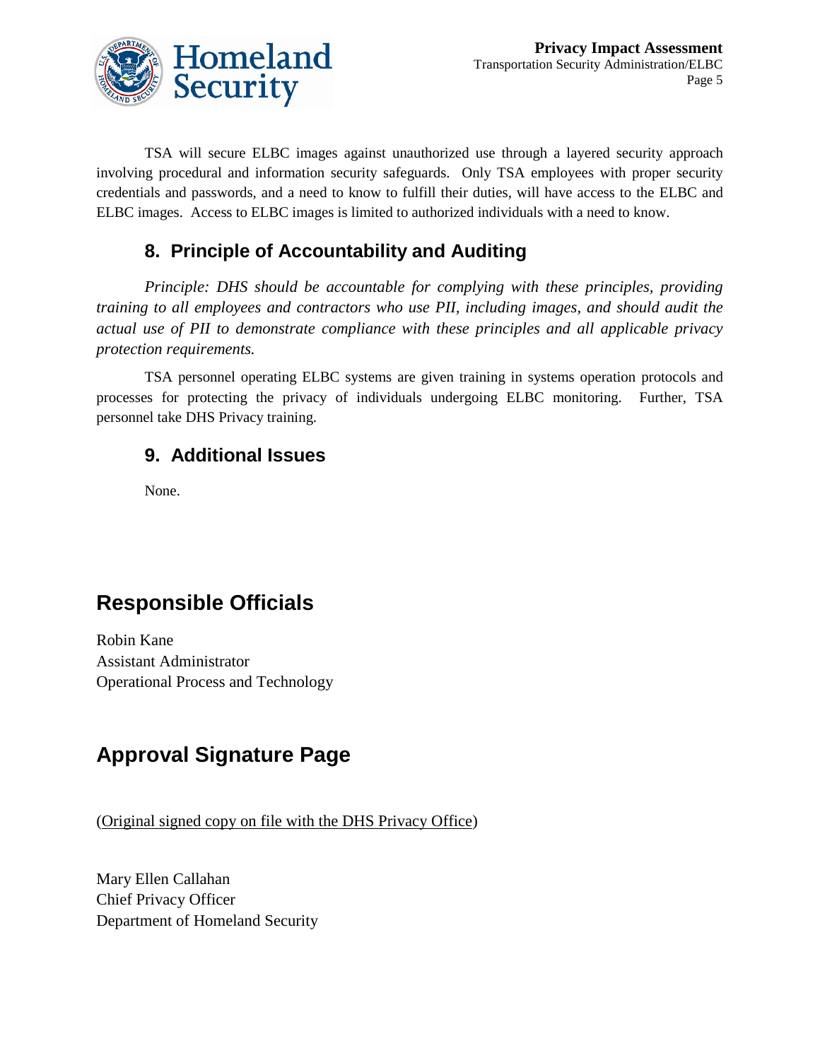TSA will secure ELBC images against unauthorized use through a layered security approach involving procedural and information security safeguards. Only TSA employees with proper security credentials and passwords, and a need to know to fulfill their duties, will have access to the ELBC and ELBC images. Access to ELBC images is limited to authorized individuals with a need to know.

### 8. Principle of Accountability and Auditing

*Principle: DHS should be accountable for complying with these principles, providing training to all employees and contractors who use PII, including images, and should audit the actual use of PII to demonstrate compliance with these principles and all applicable privacy protection requirements.*

TSA personnel operating ELBC systems are given training in systems operation protocols and processes for protecting the privacy of individuals undergoing ELBC monitoring. Further, TSA personnel take DHS Privacy training.

### 9. Additional Issues

None.

## Responsible Officials

Robin Kane
Assistant Administrator
Operational Process and Technology

## Approval Signature Page

(Original signed copy on file with the DHS Privacy Office)

Mary Ellen Callahan
Chief Privacy Officer
Department of Homeland Security